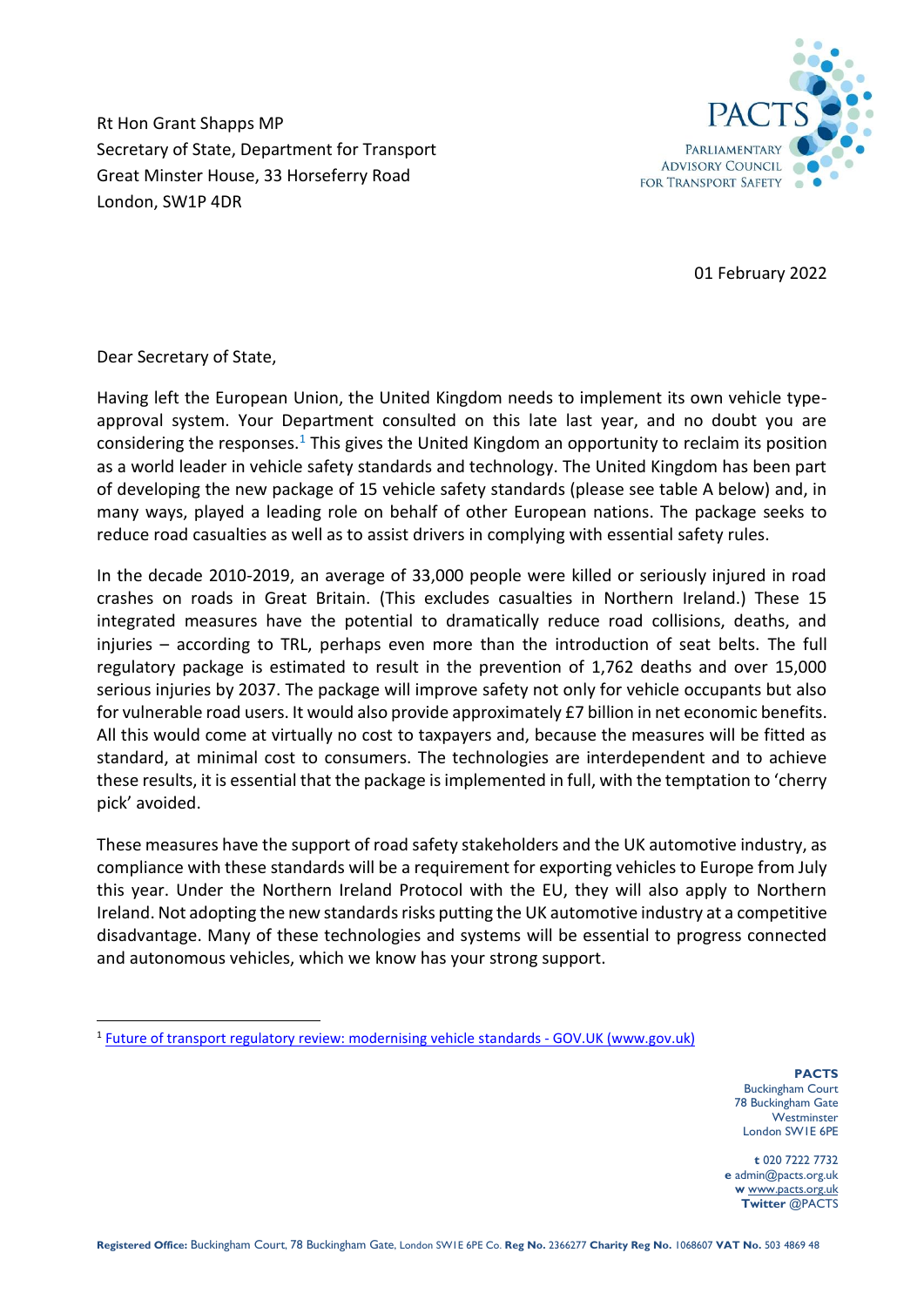Rt Hon Grant Shapps MP
Secretary of State, Department for Transport
Great Minster House, 33 Horseferry Road
London, SW1P 4DR

PACTS
PARLIAMENTARY ADVISORY COUNCIL FOR TRANSPORT SAFETY

01 February 2022

Dear Secretary of State,

Having left the European Union, the United Kingdom needs to implement its own vehicle type-approval system. Your Department consulted on this late last year, and no doubt you are considering the responses.[1] This gives the United Kingdom an opportunity to reclaim its position as a world leader in vehicle safety standards and technology. The United Kingdom has been part of developing the new package of 15 vehicle safety standards (please see table A below) and, in many ways, played a leading role on behalf of other European nations. The package seeks to reduce road casualties as well as to assist drivers in complying with essential safety rules.

In the decade 2010-2019, an average of 33,000 people were killed or seriously injured in road crashes on roads in Great Britain. (This excludes casualties in Northern Ireland.) These 15 integrated measures have the potential to dramatically reduce road collisions, deaths, and injuries – according to TRL, perhaps even more than the introduction of seat belts. The full regulatory package is estimated to result in the prevention of 1,762 deaths and over 15,000 serious injuries by 2037. The package will improve safety not only for vehicle occupants but also for vulnerable road users. It would also provide approximately £7 billion in net economic benefits. All this would come at virtually no cost to taxpayers and, because the measures will be fitted as standard, at minimal cost to consumers. The technologies are interdependent and to achieve these results, it is essential that the package is implemented in full, with the temptation to 'cherry pick' avoided.

These measures have the support of road safety stakeholders and the UK automotive industry, as compliance with these standards will be a requirement for exporting vehicles to Europe from July this year. Under the Northern Ireland Protocol with the EU, they will also apply to Northern Ireland. Not adopting the new standards risks putting the UK automotive industry at a competitive disadvantage. Many of these technologies and systems will be essential to progress connected and autonomous vehicles, which we know has your strong support.

[1] Future of transport regulatory review: modernising vehicle standards - GOV.UK (www.gov.uk)

**PACTS**
Buckingham Court
78 Buckingham Gate
Westminster
London SW1E 6PE

**t** 020 7222 7732
**e** admin@pacts.org.uk
**w** www.pacts.org.uk
**Twitter** @PACTS

**Registered Office:** Buckingham Court, 78 Buckingham Gate, London SW1E 6PE Co. **Reg No.** 2366277 **Charity Reg No.** 1068607 **VAT No.** 503 4869 48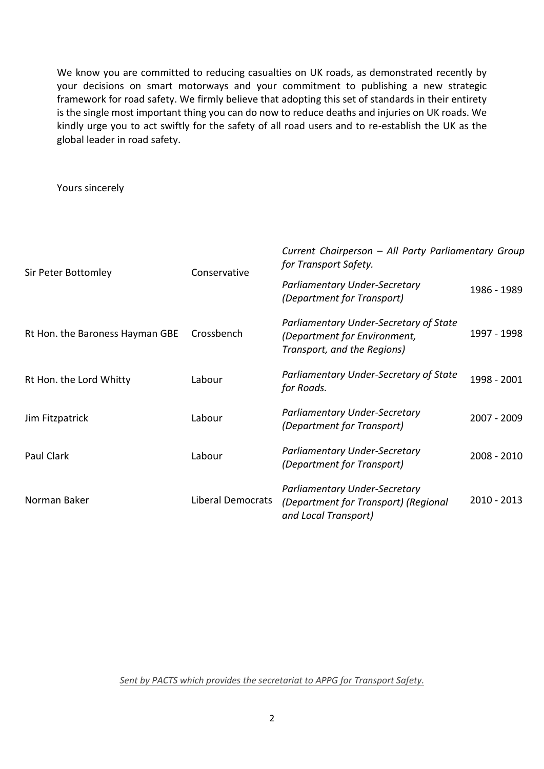We know you are committed to reducing casualties on UK roads, as demonstrated recently by your decisions on smart motorways and your commitment to publishing a new strategic framework for road safety. We firmly believe that adopting this set of standards in their entirety is the single most important thing you can do now to reduce deaths and injuries on UK roads. We kindly urge you to act swiftly for the safety of all road users and to re-establish the UK as the global leader in road safety.

Yours sincerely

| | | | |
|---|---|---|---|
| Sir Peter Bottomley | Conservative | *Current Chairperson – All Party Parliamentary Group for Transport Safety.* | |
| | | *Parliamentary Under-Secretary (Department for Transport)* | 1986 - 1989 |
| Rt Hon. the Baroness Hayman GBE | Crossbench | *Parliamentary Under-Secretary of State (Department for Environment, Transport, and the Regions)* | 1997 - 1998 |
| Rt Hon. the Lord Whitty | Labour | *Parliamentary Under-Secretary of State for Roads.* | 1998 - 2001 |
| Jim Fitzpatrick | Labour | *Parliamentary Under-Secretary (Department for Transport)* | 2007 - 2009 |
| Paul Clark | Labour | *Parliamentary Under-Secretary (Department for Transport)* | 2008 - 2010 |
| Norman Baker | Liberal Democrats | *Parliamentary Under-Secretary (Department for Transport) (Regional and Local Transport)* | 2010 - 2013 |

*Sent by PACTS which provides the secretariat to APPG for Transport Safety.*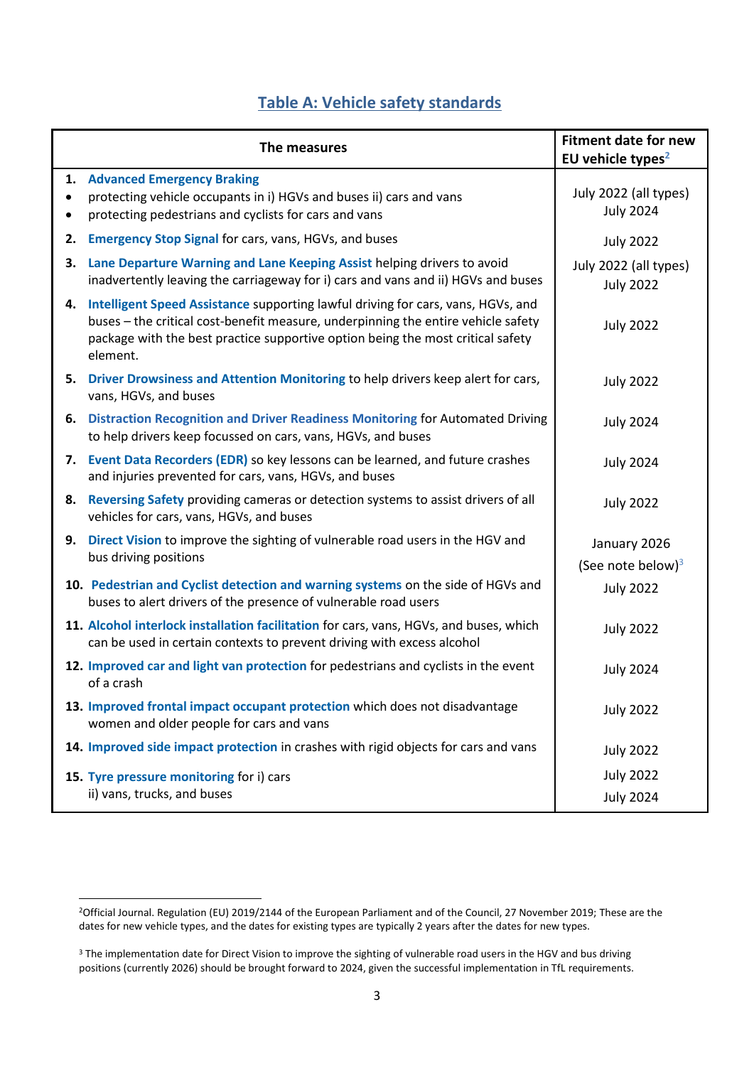## Table A: Vehicle safety standards

| The measures | Fitment date for new EU vehicle types[2] |
|---|---|
| **1. Advanced Emergency Braking**<br>• protecting vehicle occupants in i) HGVs and buses ii) cars and vans<br>• protecting pedestrians and cyclists for cars and vans | July 2022 (all types)<br>July 2024 |
| **2. Emergency Stop Signal** for cars, vans, HGVs, and buses | July 2022 |
| **3. Lane Departure Warning and Lane Keeping Assist** helping drivers to avoid inadvertently leaving the carriageway for i) cars and vans and ii) HGVs and buses | July 2022 (all types)<br>July 2022 |
| **4. Intelligent Speed Assistance** supporting lawful driving for cars, vans, HGVs, and buses – the critical cost-benefit measure, underpinning the entire vehicle safety package with the best practice supportive option being the most critical safety element. | July 2022 |
| **5. Driver Drowsiness and Attention Monitoring** to help drivers keep alert for cars, vans, HGVs, and buses | July 2022 |
| **6. Distraction Recognition and Driver Readiness Monitoring** for Automated Driving to help drivers keep focussed on cars, vans, HGVs, and buses | July 2024 |
| **7. Event Data Recorders (EDR)** so key lessons can be learned, and future crashes and injuries prevented for cars, vans, HGVs, and buses | July 2024 |
| **8. Reversing Safety** providing cameras or detection systems to assist drivers of all vehicles for cars, vans, HGVs, and buses | July 2022 |
| **9. Direct Vision** to improve the sighting of vulnerable road users in the HGV and bus driving positions | January 2026<br>(See note below)[3] |
| **10. Pedestrian and Cyclist detection and warning systems** on the side of HGVs and buses to alert drivers of the presence of vulnerable road users | July 2022 |
| **11. Alcohol interlock installation facilitation** for cars, vans, HGVs, and buses, which can be used in certain contexts to prevent driving with excess alcohol | July 2022 |
| **12. Improved car and light van protection** for pedestrians and cyclists in the event of a crash | July 2024 |
| **13. Improved frontal impact occupant protection** which does not disadvantage women and older people for cars and vans | July 2022 |
| **14. Improved side impact protection** in crashes with rigid objects for cars and vans | July 2022 |
| **15. Tyre pressure monitoring** for i) cars<br>ii) vans, trucks, and buses | July 2022<br>July 2024 |

[2] Official Journal. Regulation (EU) 2019/2144 of the European Parliament and of the Council, 27 November 2019; These are the dates for new vehicle types, and the dates for existing types are typically 2 years after the dates for new types.

[3] The implementation date for Direct Vision to improve the sighting of vulnerable road users in the HGV and bus driving positions (currently 2026) should be brought forward to 2024, given the successful implementation in TfL requirements.